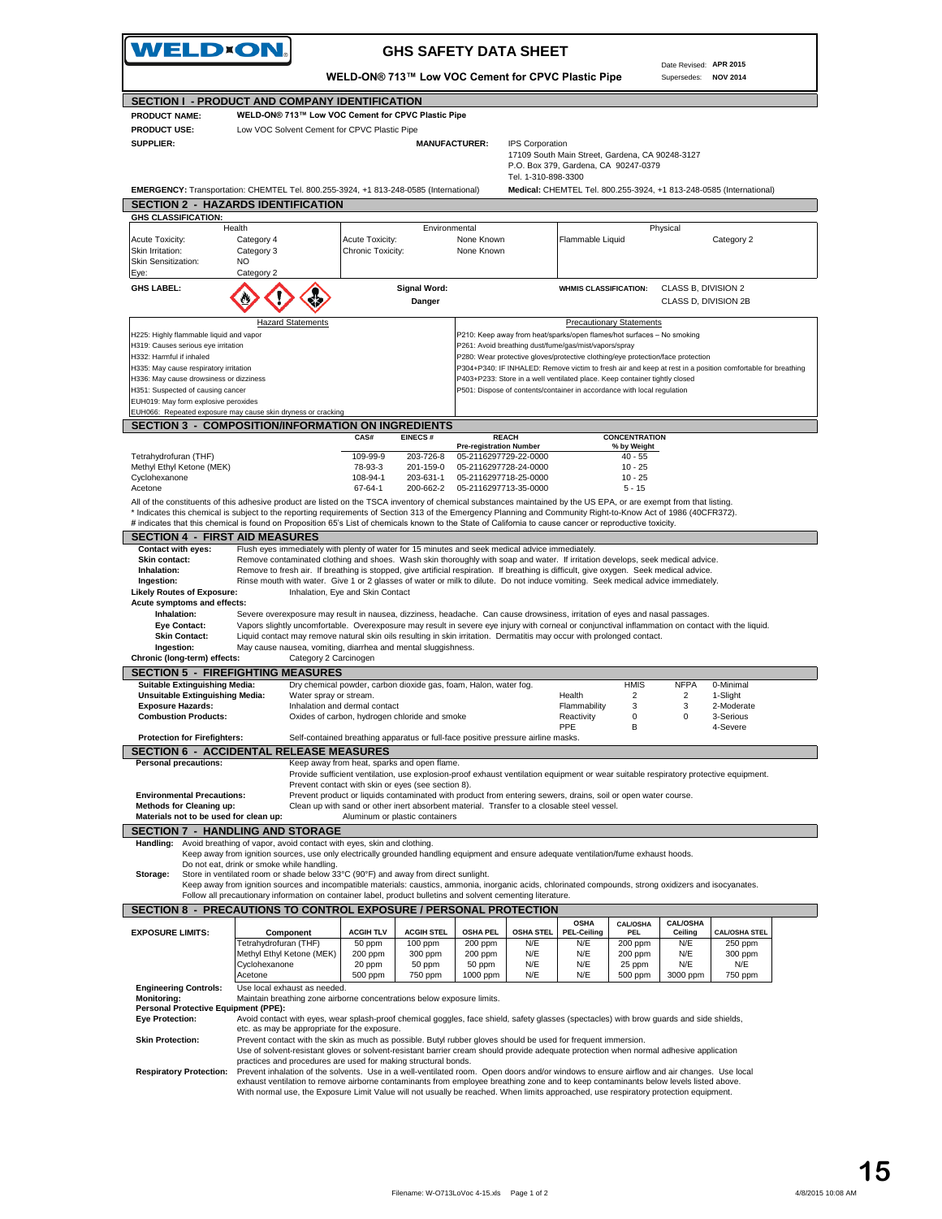**WELD-ON**

# GHS SAFETY DATA SHEET

**WELD-ON® 713™ Low VOC Cement for CPVC Plastic Pipe**

Date Revised: **APR 2015**
Supersedes: **NOV 2014**

## SECTION I - PRODUCT AND COMPANY IDENTIFICATION

**PRODUCT NAME:** WELD-ON® 713™ Low VOC Cement for CPVC Plastic Pipe

**PRODUCT USE:** Low VOC Solvent Cement for CPVC Plastic Pipe

**SUPPLIER:**

**MANUFACTURER:** IPS Corporation
17109 South Main Street, Gardena, CA 90248-3127
P.O. Box 379, Gardena, CA 90247-0379
Tel. 1-310-898-3300

**EMERGENCY:** Transportation: CHEMTEL Tel. 800.255-3924, +1 813-248-0585 (International)
**Medical:** CHEMTEL Tel. 800.255-3924, +1 813-248-0585 (International)

## SECTION 2 - HAZARDS IDENTIFICATION

**GHS CLASSIFICATION:**

| Health | | Environmental | | Physical | |
|---|---|---|---|---|---|
| Acute Toxicity: | Category 4 | Acute Toxicity: | None Known | Flammable Liquid | Category 2 |
| Skin Irritation: | Category 3 | Chronic Toxicity: | None Known | | |
| Skin Sensitization: | NO | | | | |
| Eye: | Category 2 | | | | |

**GHS LABEL:**

**Signal Word:** Danger

**WHMIS CLASSIFICATION:** CLASS B, DIVISION 2
CLASS D, DIVISION 2B

| Hazard Statements | Precautionary Statements |
|---|---|
| H225: Highly flammable liquid and vapor | P210: Keep away from heat/sparks/open flames/hot surfaces – No smoking |
| H319: Causes serious eye irritation | P261: Avoid breathing dust/fume/gas/mist/vapors/spray |
| H332: Harmful if inhaled | P280: Wear protective gloves/protective clothing/eye protection/face protection |
| H335: May cause respiratory irritation | P304+P340: IF INHALED: Remove victim to fresh air and keep at rest in a position comfortable for breathing |
| H336: May cause drowsiness or dizziness | P403+P233: Store in a well ventilated place. Keep container tightly closed |
| H351: Suspected of causing cancer | P501: Dispose of contents/container in accordance with local regulation |
| EUH019: May form explosive peroxides | |
| EUH066: Repeated exposure may cause skin dryness or cracking | |

## SECTION 3 - COMPOSITION/INFORMATION ON INGREDIENTS

| | CAS# | EINECS # | REACH Pre-registration Number | CONCENTRATION % by Weight |
|---|---|---|---|---|
| Tetrahydrofuran (THF) | 109-99-9 | 203-726-8 | 05-2116297729-22-0000 | 40 - 55 |
| Methyl Ethyl Ketone (MEK) | 78-93-3 | 201-159-0 | 05-2116297728-24-0000 | 10 - 25 |
| Cyclohexanone | 108-94-1 | 203-631-1 | 05-2116297718-25-0000 | 10 - 25 |
| Acetone | 67-64-1 | 200-662-2 | 05-2116297713-35-0000 | 5 - 15 |

All of the constituents of this adhesive product are listed on the TSCA inventory of chemical substances maintained by the US EPA, or are exempt from that listing.
* Indicates this chemical is subject to the reporting requirements of Section 313 of the Emergency Planning and Community Right-to-Know Act of 1986 (40CFR372).
# indicates that this chemical is found on Proposition 65's List of chemicals known to the State of California to cause cancer or reproductive toxicity.

## SECTION 4 - FIRST AID MEASURES

**Contact with eyes:** Flush eyes immediately with plenty of water for 15 minutes and seek medical advice immediately.
**Skin contact:** Remove contaminated clothing and shoes. Wash skin thoroughly with soap and water. If irritation develops, seek medical advice.
**Inhalation:** Remove to fresh air. If breathing is stopped, give artificial respiration. If breathing is difficult, give oxygen. Seek medical advice.
**Ingestion:** Rinse mouth with water. Give 1 or 2 glasses of water or milk to dilute. Do not induce vomiting. Seek medical advice immediately.
**Likely Routes of Exposure:** Inhalation, Eye and Skin Contact
**Acute symptoms and effects:**
**Inhalation:** Severe overexposure may result in nausea, dizziness, headache. Can cause drowsiness, irritation of eyes and nasal passages.
**Eye Contact:** Vapors slightly uncomfortable. Overexposure may result in severe eye injury with corneal or conjunctival inflammation on contact with the liquid.
**Skin Contact:** Liquid contact may remove natural skin oils resulting in skin irritation. Dermatitis may occur with prolonged contact.
**Ingestion:** May cause nausea, vomiting, diarrhea and mental sluggishness.
**Chronic (long-term) effects:** Category 2 Carcinogen

## SECTION 5 - FIREFIGHTING MEASURES

**Suitable Extinguishing Media:** Dry chemical powder, carbon dioxide gas, foam, Halon, water fog.
**Unsuitable Extinguishing Media:** Water spray or stream.
**Exposure Hazards:** Inhalation and dermal contact
**Combustion Products:** Oxides of carbon, hydrogen chloride and smoke
**Protection for Firefighters:** Self-contained breathing apparatus or full-face positive pressure airline masks.

| | HMIS | NFPA | |
|---|---|---|---|
| Health | 2 | 2 | 0-Minimal |
| Flammability | 3 | 3 | 1-Slight |
| Reactivity | 0 | 0 | 2-Moderate |
| PPE | B | | 3-Serious |
| | | | 4-Severe |

## SECTION 6 - ACCIDENTAL RELEASE MEASURES

**Personal precautions:** Keep away from heat, sparks and open flame.
Provide sufficient ventilation, use explosion-proof exhaust ventilation equipment or wear suitable respiratory protective equipment.
Prevent contact with skin or eyes (see section 8).
**Environmental Precautions:** Prevent product or liquids contaminated with product from entering sewers, drains, soil or open water course.
**Methods for Cleaning up:** Clean up with sand or other inert absorbent material. Transfer to a closable steel vessel.
**Materials not to be used for clean up:** Aluminum or plastic containers

## SECTION 7 - HANDLING AND STORAGE

**Handling:** Avoid breathing of vapor, avoid contact with eyes, skin and clothing.
Keep away from ignition sources, use only electrically grounded handling equipment and ensure adequate ventilation/fume exhaust hoods.
Do not eat, drink or smoke while handling.
**Storage:** Store in ventilated room or shade below 33°C (90°F) and away from direct sunlight.
Keep away from ignition sources and incompatible materials: caustics, ammonia, inorganic acids, chlorinated compounds, strong oxidizers and isocyanates.
Follow all precautionary information on container label, product bulletins and solvent cementing literature.

## SECTION 8 - PRECAUTIONS TO CONTROL EXPOSURE / PERSONAL PROTECTION

**EXPOSURE LIMITS:**

| Component | ACGIH TLV | ACGIH STEL | OSHA PEL | OSHA STEL | OSHA PEL-Ceiling | CAL/OSHA PEL | CAL/OSHA Ceiling | CAL/OSHA STEL |
|---|---|---|---|---|---|---|---|---|
| Tetrahydrofuran (THF) | 50 ppm | 100 ppm | 200 ppm | N/E | N/E | 200 ppm | N/E | 250 ppm |
| Methyl Ethyl Ketone (MEK) | 200 ppm | 300 ppm | 200 ppm | N/E | N/E | 200 ppm | N/E | 300 ppm |
| Cyclohexanone | 20 ppm | 50 ppm | 50 ppm | N/E | N/E | 25 ppm | N/E | N/E |
| Acetone | 500 ppm | 750 ppm | 1000 ppm | N/E | N/E | 500 ppm | 3000 ppm | 750 ppm |

**Engineering Controls:** Use local exhaust as needed.
**Monitoring:** Maintain breathing zone airborne concentrations below exposure limits.
**Personal Protective Equipment (PPE):**
**Eye Protection:** Avoid contact with eyes, wear splash-proof chemical goggles, face shield, safety glasses (spectacles) with brow guards and side shields, etc. as may be appropriate for the exposure.
**Skin Protection:** Prevent contact with the skin as much as possible. Butyl rubber gloves should be used for frequent immersion.
Use of solvent-resistant gloves or solvent-resistant barrier cream should provide adequate protection when normal adhesive application practices and procedures are used for making structural bonds.
**Respiratory Protection:** Prevent inhalation of the solvents. Use in a well-ventilated room. Open doors and/or windows to ensure airflow and air changes. Use local exhaust ventilation to remove airborne contaminants from employee breathing zone and to keep contaminants below levels listed above.
With normal use, the Exposure Limit Value will not usually be reached. When limits approached, use respiratory protection equipment.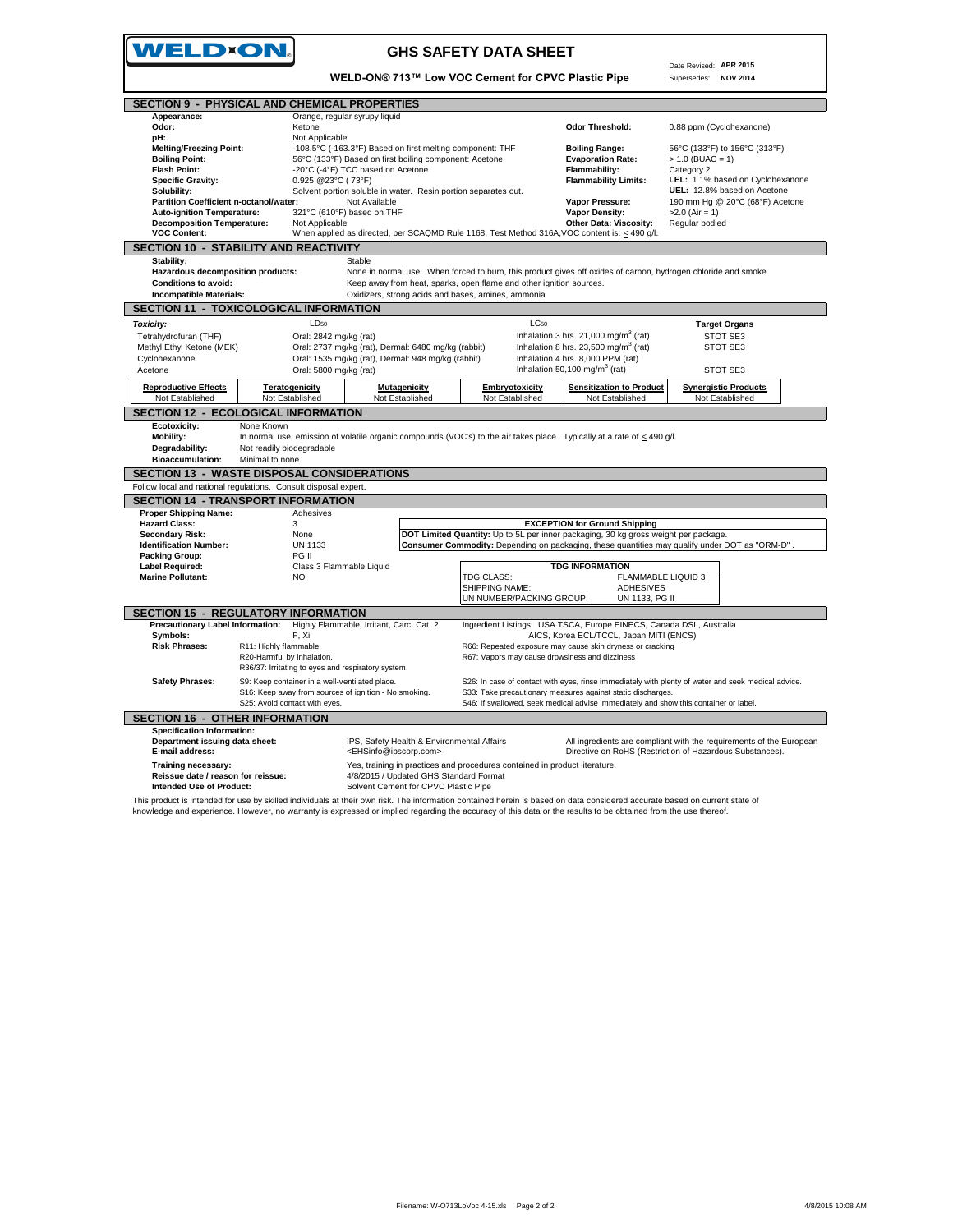# GHS SAFETY DATA SHEET

**WELD-ON® 713™ Low VOC Cement for CPVC Plastic Pipe**

Date Revised: **APR 2015**
Supersedes: **NOV 2014**

## SECTION 9 - PHYSICAL AND CHEMICAL PROPERTIES

| | | | |
|---|---|---|---|
| **Appearance:** | Orange, regular syrupy liquid | | |
| **Odor:** | Ketone | **Odor Threshold:** | 0.88 ppm (Cyclohexanone) |
| **pH:** | Not Applicable | | |
| **Melting/Freezing Point:** | -108.5°C (-163.3°F) Based on first melting component: THF | **Boiling Range:** | 56°C (133°F) to 156°C (313°F) |
| **Boiling Point:** | 56°C (133°F) Based on first boiling component: Acetone | **Evaporation Rate:** | > 1.0 (BUAC = 1) |
| **Flash Point:** | -20°C (-4°F) TCC based on Acetone | **Flammability:** | Category 2 |
| **Specific Gravity:** | 0.925 @23°C ( 73°F) | **Flammability Limits:** | **LEL:** 1.1% based on Cyclohexanone |
| **Solubility:** | Solvent portion soluble in water. Resin portion separates out. | | **UEL:** 12.8% based on Acetone |
| **Partition Coefficient n-octanol/water:** | Not Available | **Vapor Pressure:** | 190 mm Hg @ 20°C (68°F) Acetone |
| **Auto-ignition Temperature:** | 321°C (610°F) based on THF | **Vapor Density:** | >2.0 (Air = 1) |
| **Decomposition Temperature:** | Not Applicable | **Other Data: Viscosity:** | Regular bodied |
| **VOC Content:** | When applied as directed, per SCAQMD Rule 1168, Test Method 316A,VOC content is: ≤ 490 g/l. | | |

## SECTION 10 - STABILITY AND REACTIVITY

**Stability:** Stable
**Hazardous decomposition products:** None in normal use. When forced to burn, this product gives off oxides of carbon, hydrogen chloride and smoke.
**Conditions to avoid:** Keep away from heat, sparks, open flame and other ignition sources.
**Incompatible Materials:** Oxidizers, strong acids and bases, amines, ammonia

## SECTION 11 - TOXICOLOGICAL INFORMATION

| *Toxicity:* | $LD_{50}$ | $LC_{50}$ | Target Organs |
|---|---|---|---|
| Tetrahydrofuran (THF) | Oral: 2842 mg/kg (rat) | Inhalation 3 hrs. 21,000 mg/m³ (rat) | STOT SE3 |
| Methyl Ethyl Ketone (MEK) | Oral: 2737 mg/kg (rat), Dermal: 6480 mg/kg (rabbit) | Inhalation 8 hrs. 23,500 mg/m³ (rat) | STOT SE3 |
| Cyclohexanone | Oral: 1535 mg/kg (rat), Dermal: 948 mg/kg (rabbit) | Inhalation 4 hrs. 8,000 PPM (rat) | |
| Acetone | Oral: 5800 mg/kg (rat) | Inhalation 50,100 mg/m³ (rat) | STOT SE3 |

| Reproductive Effects | Teratogenicity | Mutagenicity | Embryotoxicity | Sensitization to Product | Synergistic Products |
|---|---|---|---|---|---|
| Not Established | Not Established | Not Established | Not Established | Not Established | Not Established |

## SECTION 12 - ECOLOGICAL INFORMATION

**Ecotoxicity:** None Known
**Mobility:** In normal use, emission of volatile organic compounds (VOC's) to the air takes place. Typically at a rate of ≤ 490 g/l.
**Degradability:** Not readily biodegradable
**Bioaccumulation:** Minimal to none.

## SECTION 13 - WASTE DISPOSAL CONSIDERATIONS

Follow local and national regulations. Consult disposal expert.

## SECTION 14 - TRANSPORT INFORMATION

**Proper Shipping Name:** Adhesives
**Hazard Class:** 3
**Secondary Risk:** None
**Identification Number:** UN 1133
**Packing Group:** PG II
**Label Required:** Class 3 Flammable Liquid
**Marine Pollutant:** NO

**EXCEPTION for Ground Shipping**
**DOT Limited Quantity:** Up to 5L per inner packaging, 30 kg gross weight per package.
**Consumer Commodity:** Depending on packaging, these quantities may qualify under DOT as "ORM-D" .

| TDG INFORMATION | |
|---|---|
| TDG CLASS: | FLAMMABLE LIQUID 3 |
| SHIPPING NAME: | ADHESIVES |
| UN NUMBER/PACKING GROUP: | UN 1133, PG II |

## SECTION 15 - REGULATORY INFORMATION

**Precautionary Label Information:** Highly Flammable, Irritant, Carc. Cat. 2
**Symbols:** F, Xi

Ingredient Listings: USA TSCA, Europe EINECS, Canada DSL, Australia AICS, Korea ECL/TCCL, Japan MITI (ENCS)

**Risk Phrases:**
- R11: Highly flammable.
- R20-Harmful by inhalation.
- R36/37: Irritating to eyes and respiratory system.
- R66: Repeated exposure may cause skin dryness or cracking
- R67: Vapors may cause drowsiness and dizziness

**Safety Phrases:**
- S9: Keep container in a well-ventilated place.
- S16: Keep away from sources of ignition - No smoking.
- S25: Avoid contact with eyes.
- S26: In case of contact with eyes, rinse immediately with plenty of water and seek medical advice.
- S33: Take precautionary measures against static discharges.
- S46: If swallowed, seek medical advise immediately and show this container or label.

## SECTION 16 - OTHER INFORMATION

**Specification Information:**
**Department issuing data sheet:** IPS, Safety Health & Environmental Affairs
**E-mail address:** <EHSinfo@ipscorp.com>

All ingredients are compliant with the requirements of the European Directive on RoHS (Restriction of Hazardous Substances).

**Training necessary:** Yes, training in practices and procedures contained in product literature.
**Reissue date / reason for reissue:** 4/8/2015 / Updated GHS Standard Format
**Intended Use of Product:** Solvent Cement for CPVC Plastic Pipe

This product is intended for use by skilled individuals at their own risk. The information contained herein is based on data considered accurate based on current state of knowledge and experience. However, no warranty is expressed or implied regarding the accuracy of this data or the results to be obtained from the use thereof.